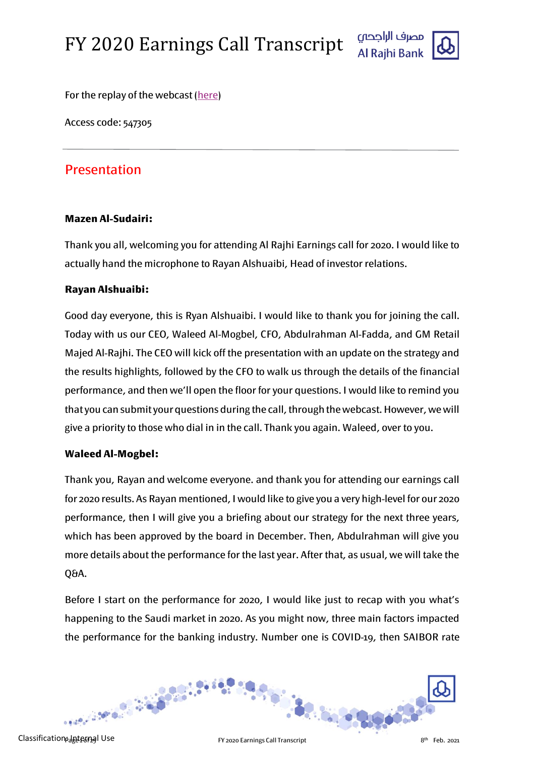# FY 2020 Earnings Call Transcript

For the replay of the webcast (here)

Access code: 547305

---

## Presentation

**Mazen Al-Sudairi:**

Thank you all, welcoming you for attending Al Rajhi Earnings call for 2020. I would like to actually hand the microphone to Rayan Alshuaibi, Head of investor relations.

**Rayan Alshuaibi:**

Good day everyone, this is Ryan Alshuaibi. I would like to thank you for joining the call. Today with us our CEO, Waleed Al-Mogbel, CFO, Abdulrahman Al-Fadda, and GM Retail Majed Al-Rajhi. The CEO will kick off the presentation with an update on the strategy and the results highlights, followed by the CFO to walk us through the details of the financial performance, and then we'll open the floor for your questions. I would like to remind you that you can submit your questions during the call, through the webcast. However, we will give a priority to those who dial in in the call. Thank you again. Waleed, over to you.

**Waleed Al-Mogbel:**

Thank you, Rayan and welcome everyone. and thank you for attending our earnings call for 2020 results. As Rayan mentioned, I would like to give you a very high-level for our 2020 performance, then I will give you a briefing about our strategy for the next three years, which has been approved by the board in December. Then, Abdulrahman will give you more details about the performance for the last year. After that, as usual, we will take the Q&A.

Before I start on the performance for 2020, I would like just to recap with you what's happening to the Saudi market in 2020. As you might now, three main factors impacted the performance for the banking industry. Number one is COVID-19, then SAIBOR rate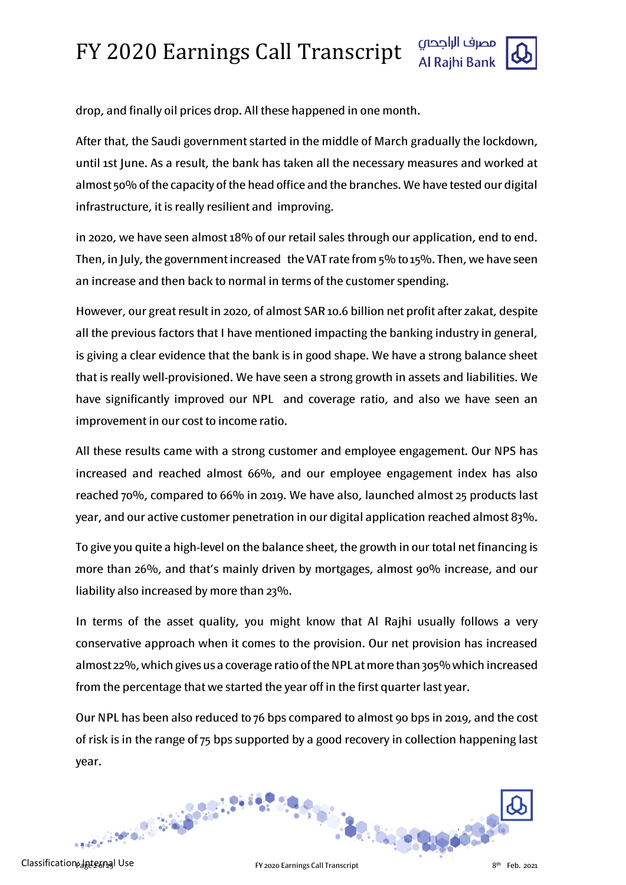drop, and finally oil prices drop. All these happened in one month.

After that, the Saudi government started in the middle of March gradually the lockdown, until 1st June. As a result, the bank has taken all the necessary measures and worked at almost 50% of the capacity of the head office and the branches. We have tested our digital infrastructure, it is really resilient and improving.

in 2020, we have seen almost 18% of our retail sales through our application, end to end. Then, in July, the government increased the VAT rate from 5% to 15%. Then, we have seen an increase and then back to normal in terms of the customer spending.

However, our great result in 2020, of almost SAR 10.6 billion net profit after zakat, despite all the previous factors that I have mentioned impacting the banking industry in general, is giving a clear evidence that the bank is in good shape. We have a strong balance sheet that is really well-provisioned. We have seen a strong growth in assets and liabilities. We have significantly improved our NPL and coverage ratio, and also we have seen an improvement in our cost to income ratio.

All these results came with a strong customer and employee engagement. Our NPS has increased and reached almost 66%, and our employee engagement index has also reached 70%, compared to 66% in 2019. We have also, launched almost 25 products last year, and our active customer penetration in our digital application reached almost 83%.

To give you quite a high-level on the balance sheet, the growth in our total net financing is more than 26%, and that's mainly driven by mortgages, almost 90% increase, and our liability also increased by more than 23%.

In terms of the asset quality, you might know that Al Rajhi usually follows a very conservative approach when it comes to the provision. Our net provision has increased almost 22%, which gives us a coverage ratio of the NPL at more than 305% which increased from the percentage that we started the year off in the first quarter last year.

Our NPL has been also reduced to 76 bps compared to almost 90 bps in 2019, and the cost of risk is in the range of 75 bps supported by a good recovery in collection happening last year.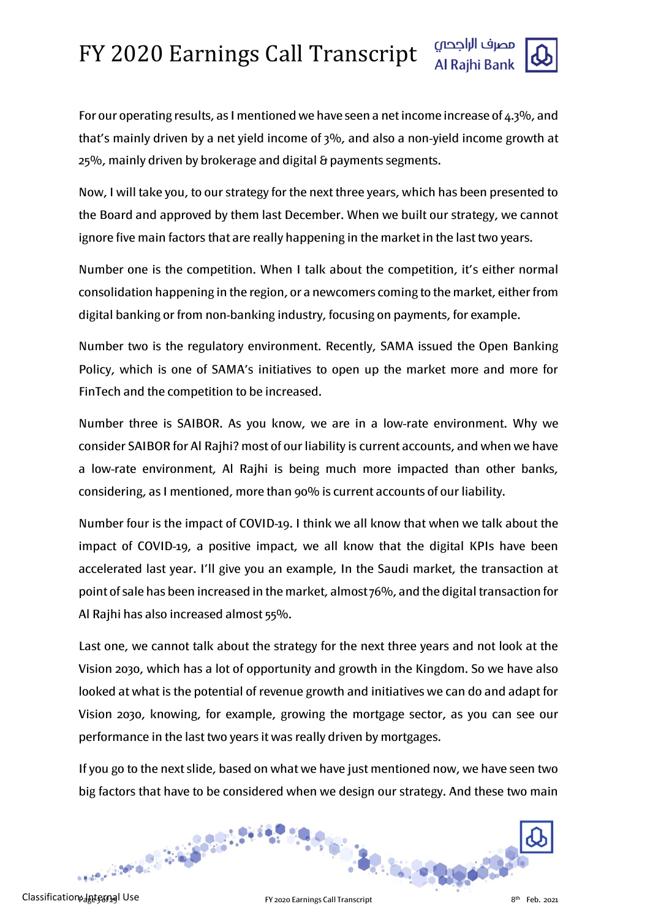For our operating results, as I mentioned we have seen a net income increase of 4.3%, and that's mainly driven by a net yield income of 3%, and also a non-yield income growth at 25%, mainly driven by brokerage and digital & payments segments.

Now, I will take you, to our strategy for the next three years, which has been presented to the Board and approved by them last December. When we built our strategy, we cannot ignore five main factors that are really happening in the market in the last two years.

Number one is the competition. When I talk about the competition, it's either normal consolidation happening in the region, or a newcomers coming to the market, either from digital banking or from non-banking industry, focusing on payments, for example.

Number two is the regulatory environment. Recently, SAMA issued the Open Banking Policy, which is one of SAMA's initiatives to open up the market more and more for FinTech and the competition to be increased.

Number three is SAIBOR. As you know, we are in a low-rate environment. Why we consider SAIBOR for Al Rajhi? most of our liability is current accounts, and when we have a low-rate environment, Al Rajhi is being much more impacted than other banks, considering, as I mentioned, more than 90% is current accounts of our liability.

Number four is the impact of COVID-19. I think we all know that when we talk about the impact of COVID-19, a positive impact, we all know that the digital KPIs have been accelerated last year. I'll give you an example, In the Saudi market, the transaction at point of sale has been increased in the market, almost 76%, and the digital transaction for Al Rajhi has also increased almost 55%.

Last one, we cannot talk about the strategy for the next three years and not look at the Vision 2030, which has a lot of opportunity and growth in the Kingdom. So we have also looked at what is the potential of revenue growth and initiatives we can do and adapt for Vision 2030, knowing, for example, growing the mortgage sector, as you can see our performance in the last two years it was really driven by mortgages.

If you go to the next slide, based on what we have just mentioned now, we have seen two big factors that have to be considered when we design our strategy. And these two main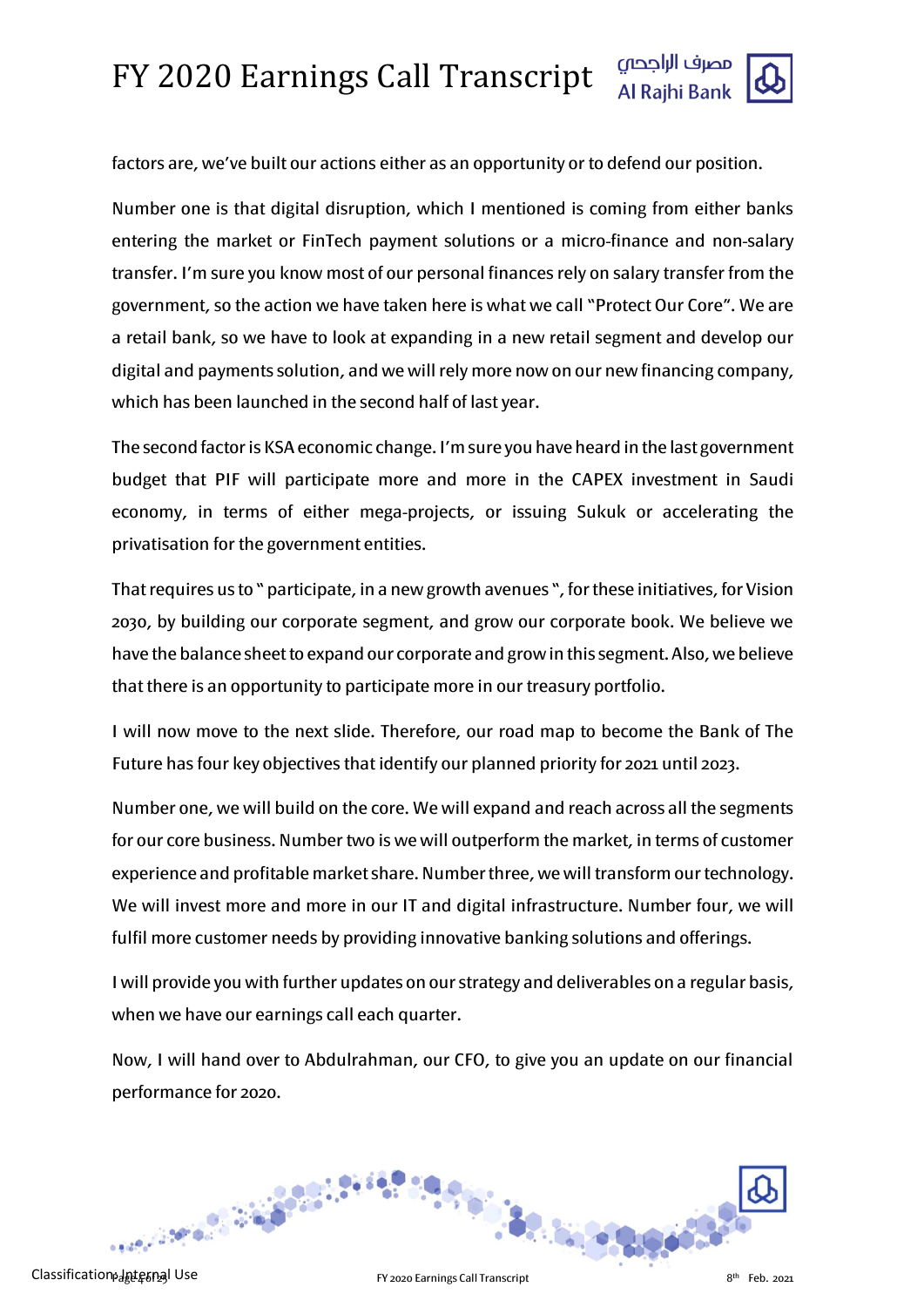factors are, we've built our actions either as an opportunity or to defend our position.

Number one is that digital disruption, which I mentioned is coming from either banks entering the market or FinTech payment solutions or a micro-finance and non-salary transfer. I'm sure you know most of our personal finances rely on salary transfer from the government, so the action we have taken here is what we call "Protect Our Core". We are a retail bank, so we have to look at expanding in a new retail segment and develop our digital and payments solution, and we will rely more now on our new financing company, which has been launched in the second half of last year.

The second factor is KSA economic change. I'm sure you have heard in the last government budget that PIF will participate more and more in the CAPEX investment in Saudi economy, in terms of either mega-projects, or issuing Sukuk or accelerating the privatisation for the government entities.

That requires us to " participate, in a new growth avenues ", for these initiatives, for Vision 2030, by building our corporate segment, and grow our corporate book. We believe we have the balance sheet to expand our corporate and grow in this segment. Also, we believe that there is an opportunity to participate more in our treasury portfolio.

I will now move to the next slide. Therefore, our road map to become the Bank of The Future has four key objectives that identify our planned priority for 2021 until 2023.

Number one, we will build on the core. We will expand and reach across all the segments for our core business. Number two is we will outperform the market, in terms of customer experience and profitable market share. Number three, we will transform our technology. We will invest more and more in our IT and digital infrastructure. Number four, we will fulfil more customer needs by providing innovative banking solutions and offerings.

I will provide you with further updates on our strategy and deliverables on a regular basis, when we have our earnings call each quarter.

Now, I will hand over to Abdulrahman, our CFO, to give you an update on our financial performance for 2020.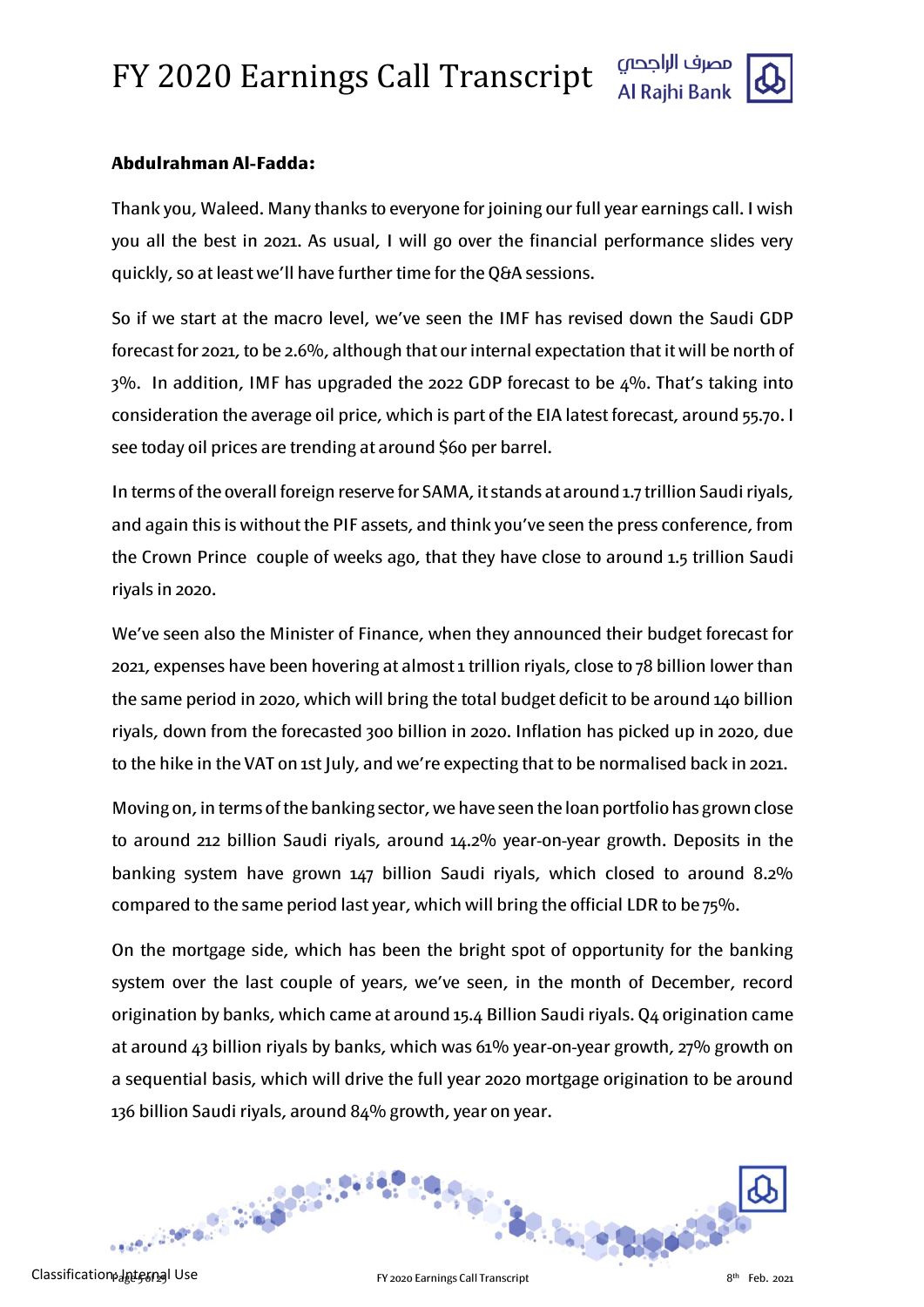**Abdulrahman Al-Fadda:**

Thank you, Waleed. Many thanks to everyone for joining our full year earnings call. I wish you all the best in 2021. As usual, I will go over the financial performance slides very quickly, so at least we'll have further time for the Q&A sessions.

So if we start at the macro level, we've seen the IMF has revised down the Saudi GDP forecast for 2021, to be 2.6%, although that our internal expectation that it will be north of 3%. In addition, IMF has upgraded the 2022 GDP forecast to be 4%. That's taking into consideration the average oil price, which is part of the EIA latest forecast, around 55.70. I see today oil prices are trending at around $60 per barrel.

In terms of the overall foreign reserve for SAMA, it stands at around 1.7 trillion Saudi riyals, and again this is without the PIF assets, and think you've seen the press conference, from the Crown Prince couple of weeks ago, that they have close to around 1.5 trillion Saudi riyals in 2020.

We've seen also the Minister of Finance, when they announced their budget forecast for 2021, expenses have been hovering at almost 1 trillion riyals, close to 78 billion lower than the same period in 2020, which will bring the total budget deficit to be around 140 billion riyals, down from the forecasted 300 billion in 2020. Inflation has picked up in 2020, due to the hike in the VAT on 1st July, and we're expecting that to be normalised back in 2021.

Moving on, in terms of the banking sector, we have seen the loan portfolio has grown close to around 212 billion Saudi riyals, around 14.2% year-on-year growth. Deposits in the banking system have grown 147 billion Saudi riyals, which closed to around 8.2% compared to the same period last year, which will bring the official LDR to be 75%.

On the mortgage side, which has been the bright spot of opportunity for the banking system over the last couple of years, we've seen, in the month of December, record origination by banks, which came at around 15.4 Billion Saudi riyals. Q4 origination came at around 43 billion riyals by banks, which was 61% year-on-year growth, 27% growth on a sequential basis, which will drive the full year 2020 mortgage origination to be around 136 billion Saudi riyals, around 84% growth, year on year.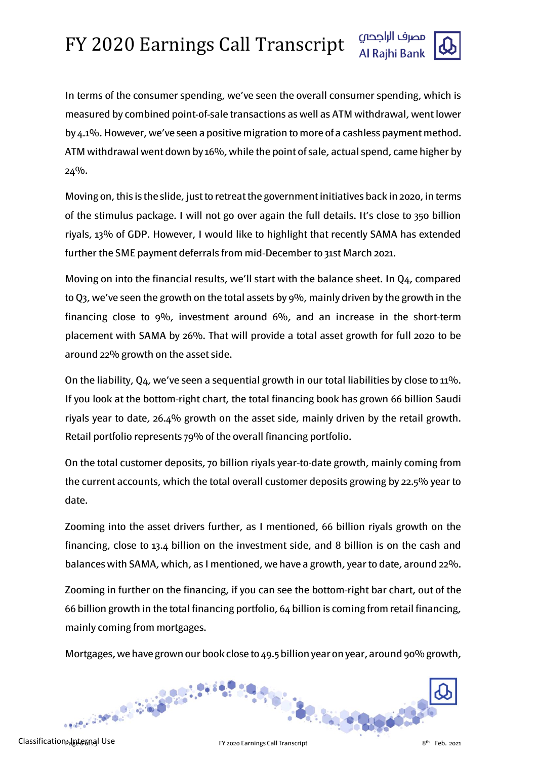In terms of the consumer spending, we've seen the overall consumer spending, which is measured by combined point-of-sale transactions as well as ATM withdrawal, went lower by 4.1%. However, we've seen a positive migration to more of a cashless payment method. ATM withdrawal went down by 16%, while the point of sale, actual spend, came higher by 24%.

Moving on, this is the slide, just to retreat the government initiatives back in 2020, in terms of the stimulus package. I will not go over again the full details. It's close to 350 billion riyals, 13% of GDP. However, I would like to highlight that recently SAMA has extended further the SME payment deferrals from mid-December to 31st March 2021.

Moving on into the financial results, we'll start with the balance sheet. In Q4, compared to Q3, we've seen the growth on the total assets by 9%, mainly driven by the growth in the financing close to 9%, investment around 6%, and an increase in the short-term placement with SAMA by 26%. That will provide a total asset growth for full 2020 to be around 22% growth on the asset side.

On the liability, Q4, we've seen a sequential growth in our total liabilities by close to 11%. If you look at the bottom-right chart, the total financing book has grown 66 billion Saudi riyals year to date, 26.4% growth on the asset side, mainly driven by the retail growth. Retail portfolio represents 79% of the overall financing portfolio.

On the total customer deposits, 70 billion riyals year-to-date growth, mainly coming from the current accounts, which the total overall customer deposits growing by 22.5% year to date.

Zooming into the asset drivers further, as I mentioned, 66 billion riyals growth on the financing, close to 13.4 billion on the investment side, and 8 billion is on the cash and balances with SAMA, which, as I mentioned, we have a growth, year to date, around 22%.

Zooming in further on the financing, if you can see the bottom-right bar chart, out of the 66 billion growth in the total financing portfolio, 64 billion is coming from retail financing, mainly coming from mortgages.

Mortgages, we have grown our book close to 49.5 billion year on year, around 90% growth,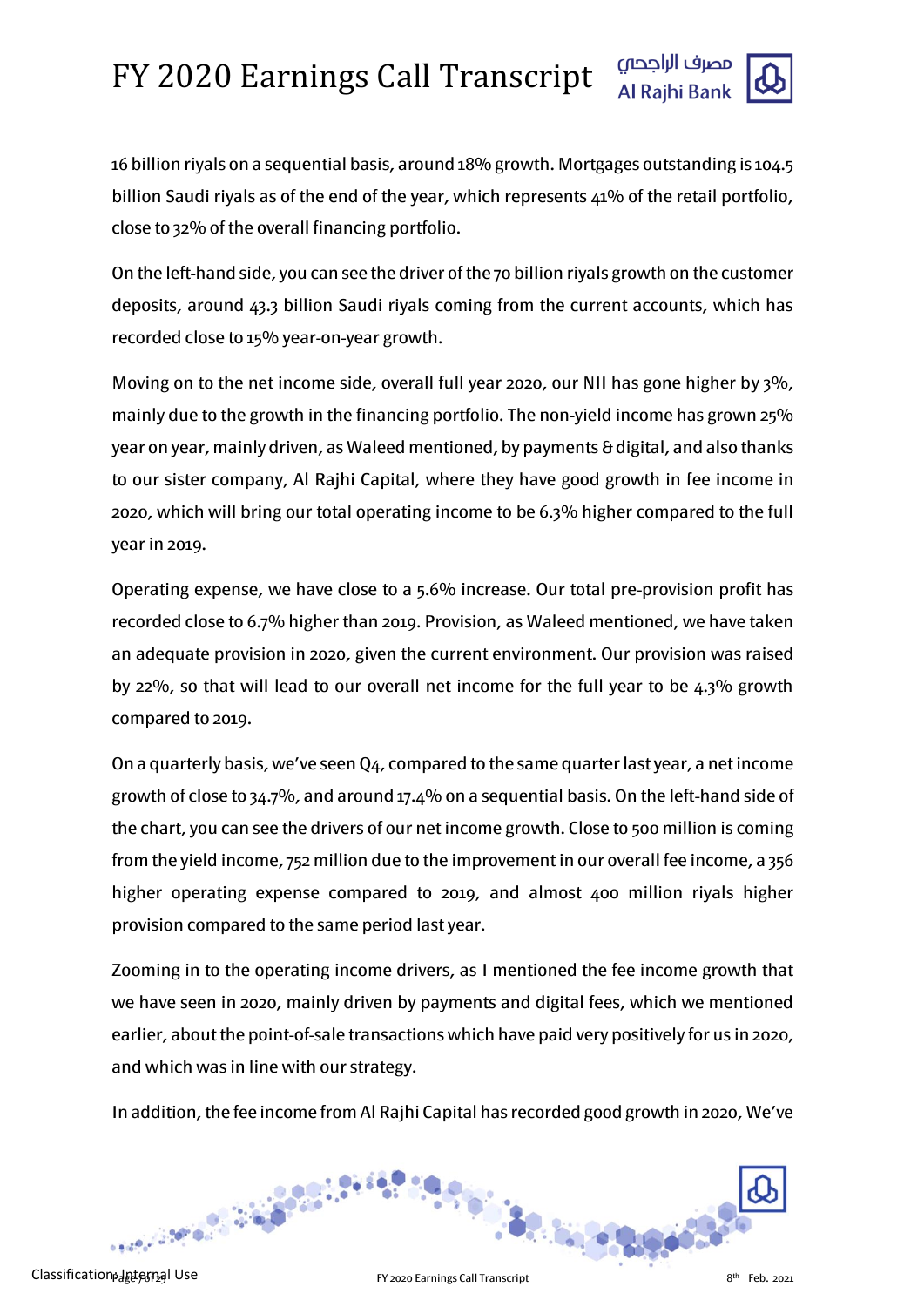16 billion riyals on a sequential basis, around 18% growth. Mortgages outstanding is 104.5 billion Saudi riyals as of the end of the year, which represents 41% of the retail portfolio, close to 32% of the overall financing portfolio.

On the left-hand side, you can see the driver of the 70 billion riyals growth on the customer deposits, around 43.3 billion Saudi riyals coming from the current accounts, which has recorded close to 15% year-on-year growth.

Moving on to the net income side, overall full year 2020, our NII has gone higher by 3%, mainly due to the growth in the financing portfolio. The non-yield income has grown 25% year on year, mainly driven, as Waleed mentioned, by payments & digital, and also thanks to our sister company, Al Rajhi Capital, where they have good growth in fee income in 2020, which will bring our total operating income to be 6.3% higher compared to the full year in 2019.

Operating expense, we have close to a 5.6% increase. Our total pre-provision profit has recorded close to 6.7% higher than 2019. Provision, as Waleed mentioned, we have taken an adequate provision in 2020, given the current environment. Our provision was raised by 22%, so that will lead to our overall net income for the full year to be 4.3% growth compared to 2019.

On a quarterly basis, we've seen Q4, compared to the same quarter last year, a net income growth of close to 34.7%, and around 17.4% on a sequential basis. On the left-hand side of the chart, you can see the drivers of our net income growth. Close to 500 million is coming from the yield income, 752 million due to the improvement in our overall fee income, a 356 higher operating expense compared to 2019, and almost 400 million riyals higher provision compared to the same period last year.

Zooming in to the operating income drivers, as I mentioned the fee income growth that we have seen in 2020, mainly driven by payments and digital fees, which we mentioned earlier, about the point-of-sale transactions which have paid very positively for us in 2020, and which was in line with our strategy.

In addition, the fee income from Al Rajhi Capital has recorded good growth in 2020, We've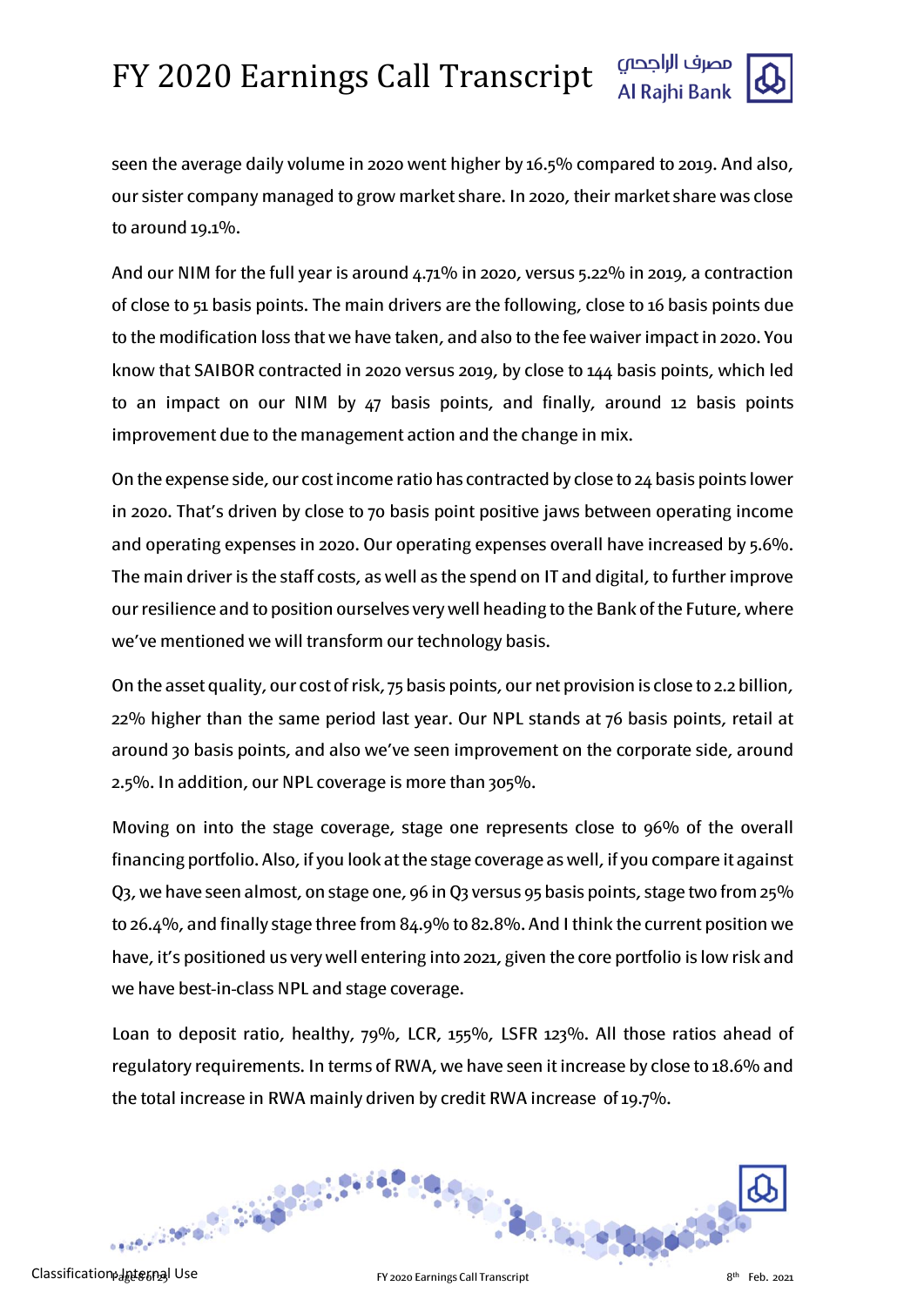seen the average daily volume in 2020 went higher by 16.5% compared to 2019. And also, our sister company managed to grow market share. In 2020, their market share was close to around 19.1%.

And our NIM for the full year is around 4.71% in 2020, versus 5.22% in 2019, a contraction of close to 51 basis points. The main drivers are the following, close to 16 basis points due to the modification loss that we have taken, and also to the fee waiver impact in 2020. You know that SAIBOR contracted in 2020 versus 2019, by close to 144 basis points, which led to an impact on our NIM by 47 basis points, and finally, around 12 basis points improvement due to the management action and the change in mix.

On the expense side, our cost income ratio has contracted by close to 24 basis points lower in 2020. That's driven by close to 70 basis point positive jaws between operating income and operating expenses in 2020. Our operating expenses overall have increased by 5.6%. The main driver is the staff costs, as well as the spend on IT and digital, to further improve our resilience and to position ourselves very well heading to the Bank of the Future, where we've mentioned we will transform our technology basis.

On the asset quality, our cost of risk, 75 basis points, our net provision is close to 2.2 billion, 22% higher than the same period last year. Our NPL stands at 76 basis points, retail at around 30 basis points, and also we've seen improvement on the corporate side, around 2.5%. In addition, our NPL coverage is more than 305%.

Moving on into the stage coverage, stage one represents close to 96% of the overall financing portfolio. Also, if you look at the stage coverage as well, if you compare it against Q3, we have seen almost, on stage one, 96 in Q3 versus 95 basis points, stage two from 25% to 26.4%, and finally stage three from 84.9% to 82.8%. And I think the current position we have, it's positioned us very well entering into 2021, given the core portfolio is low risk and we have best-in-class NPL and stage coverage.

Loan to deposit ratio, healthy, 79%, LCR, 155%, LSFR 123%. All those ratios ahead of regulatory requirements. In terms of RWA, we have seen it increase by close to 18.6% and the total increase in RWA mainly driven by credit RWA increase of 19.7%.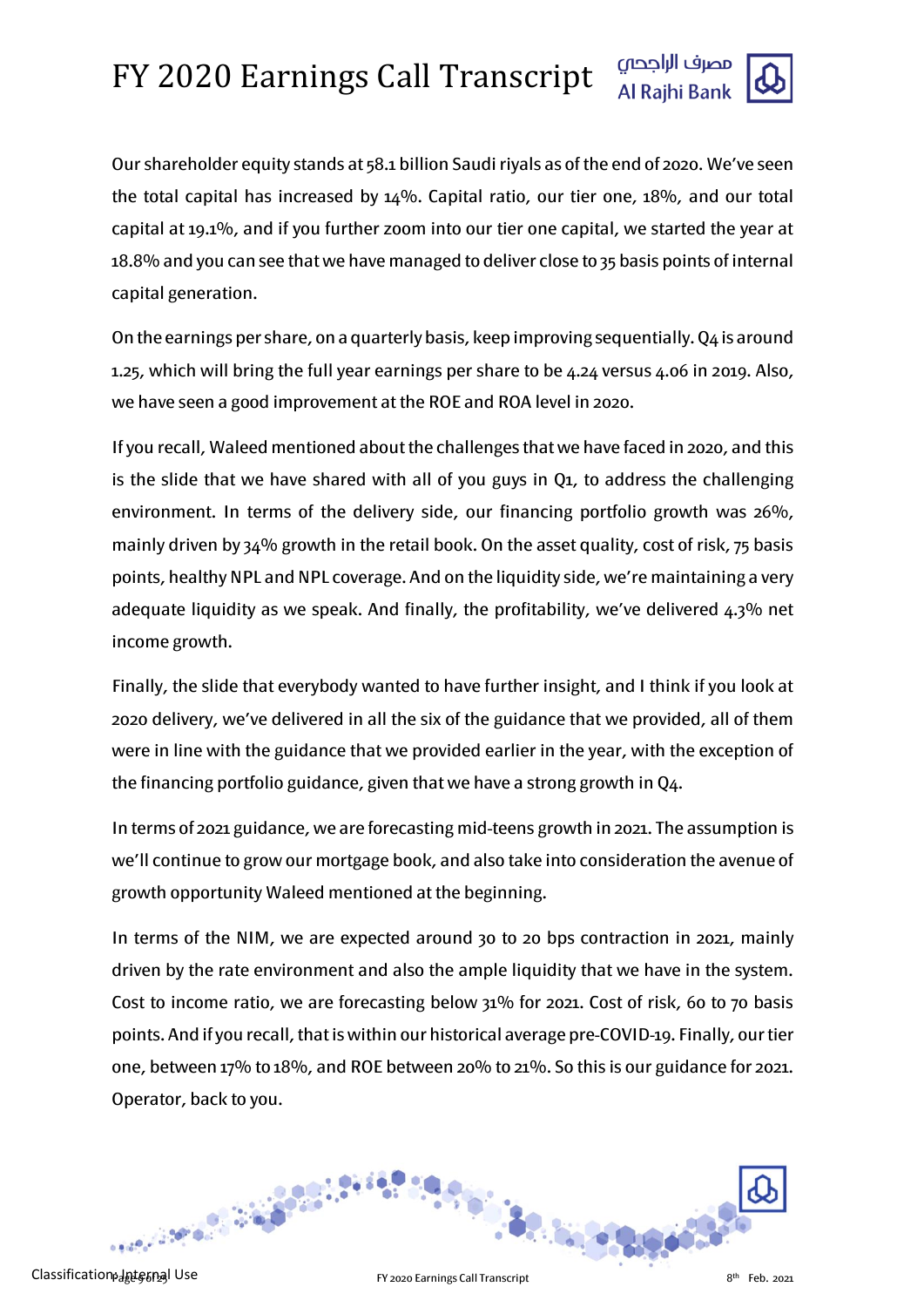Our shareholder equity stands at 58.1 billion Saudi riyals as of the end of 2020. We've seen the total capital has increased by 14%. Capital ratio, our tier one, 18%, and our total capital at 19.1%, and if you further zoom into our tier one capital, we started the year at 18.8% and you can see that we have managed to deliver close to 35 basis points of internal capital generation.

On the earnings per share, on a quarterly basis, keep improving sequentially. Q4 is around 1.25, which will bring the full year earnings per share to be 4.24 versus 4.06 in 2019. Also, we have seen a good improvement at the ROE and ROA level in 2020.

If you recall, Waleed mentioned about the challenges that we have faced in 2020, and this is the slide that we have shared with all of you guys in Q1, to address the challenging environment. In terms of the delivery side, our financing portfolio growth was 26%, mainly driven by 34% growth in the retail book. On the asset quality, cost of risk, 75 basis points, healthy NPL and NPL coverage. And on the liquidity side, we're maintaining a very adequate liquidity as we speak. And finally, the profitability, we've delivered 4.3% net income growth.

Finally, the slide that everybody wanted to have further insight, and I think if you look at 2020 delivery, we've delivered in all the six of the guidance that we provided, all of them were in line with the guidance that we provided earlier in the year, with the exception of the financing portfolio guidance, given that we have a strong growth in Q4.

In terms of 2021 guidance, we are forecasting mid-teens growth in 2021. The assumption is we'll continue to grow our mortgage book, and also take into consideration the avenue of growth opportunity Waleed mentioned at the beginning.

In terms of the NIM, we are expected around 30 to 20 bps contraction in 2021, mainly driven by the rate environment and also the ample liquidity that we have in the system. Cost to income ratio, we are forecasting below 31% for 2021. Cost of risk, 60 to 70 basis points. And if you recall, that is within our historical average pre-COVID-19. Finally, our tier one, between 17% to 18%, and ROE between 20% to 21%. So this is our guidance for 2021. Operator, back to you.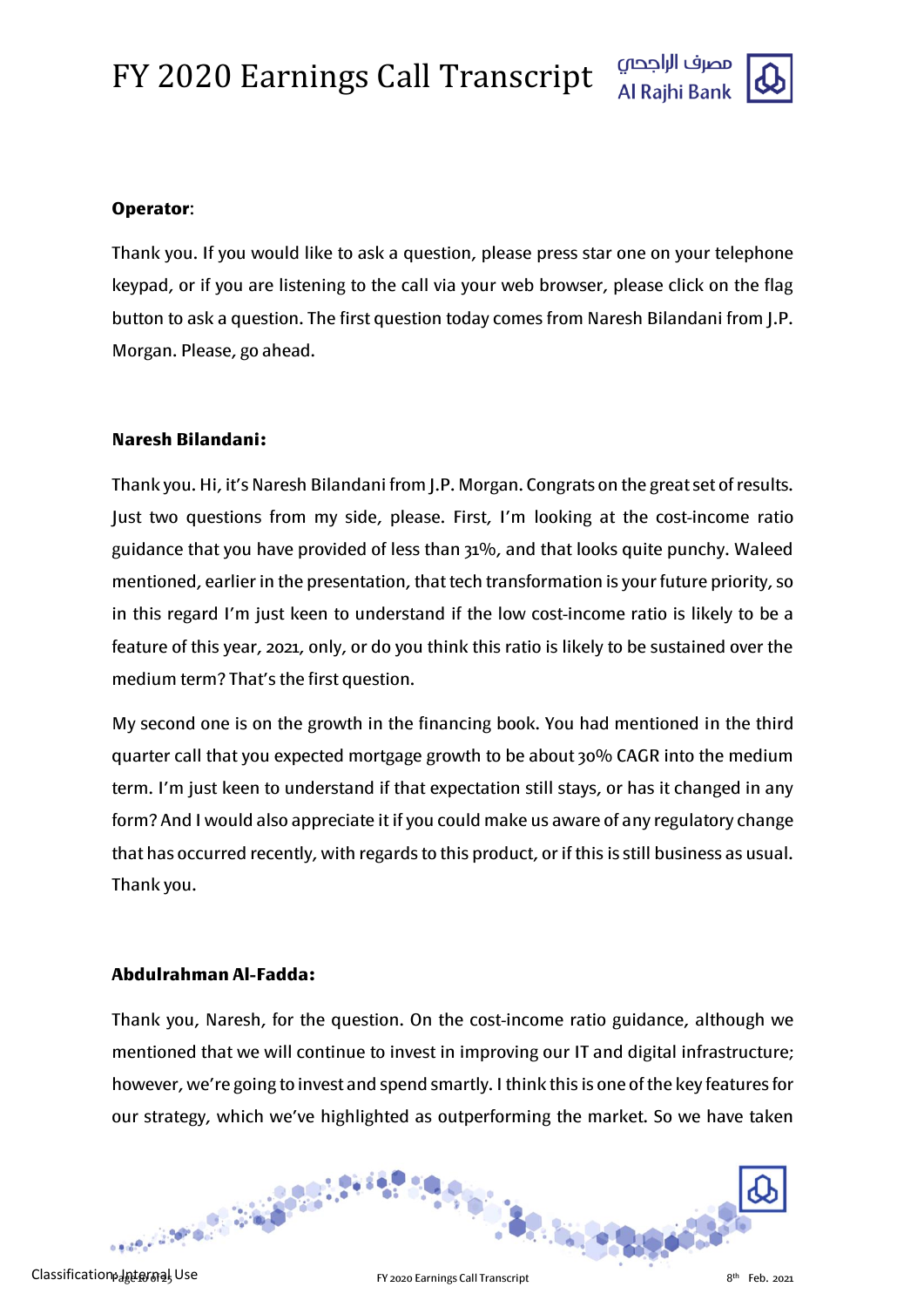**Operator**:

Thank you. If you would like to ask a question, please press star one on your telephone keypad, or if you are listening to the call via your web browser, please click on the flag button to ask a question. The first question today comes from Naresh Bilandani from J.P. Morgan. Please, go ahead.

**Naresh Bilandani:**

Thank you. Hi, it's Naresh Bilandani from J.P. Morgan. Congrats on the great set of results. Just two questions from my side, please. First, I'm looking at the cost-income ratio guidance that you have provided of less than 31%, and that looks quite punchy. Waleed mentioned, earlier in the presentation, that tech transformation is your future priority, so in this regard I'm just keen to understand if the low cost-income ratio is likely to be a feature of this year, 2021, only, or do you think this ratio is likely to be sustained over the medium term? That's the first question.

My second one is on the growth in the financing book. You had mentioned in the third quarter call that you expected mortgage growth to be about 30% CAGR into the medium term. I'm just keen to understand if that expectation still stays, or has it changed in any form? And I would also appreciate it if you could make us aware of any regulatory change that has occurred recently, with regards to this product, or if this is still business as usual. Thank you.

**Abdulrahman Al-Fadda:**

Thank you, Naresh, for the question. On the cost-income ratio guidance, although we mentioned that we will continue to invest in improving our IT and digital infrastructure; however, we're going to invest and spend smartly. I think this is one of the key features for our strategy, which we've highlighted as outperforming the market. So we have taken

Classification: Internal Use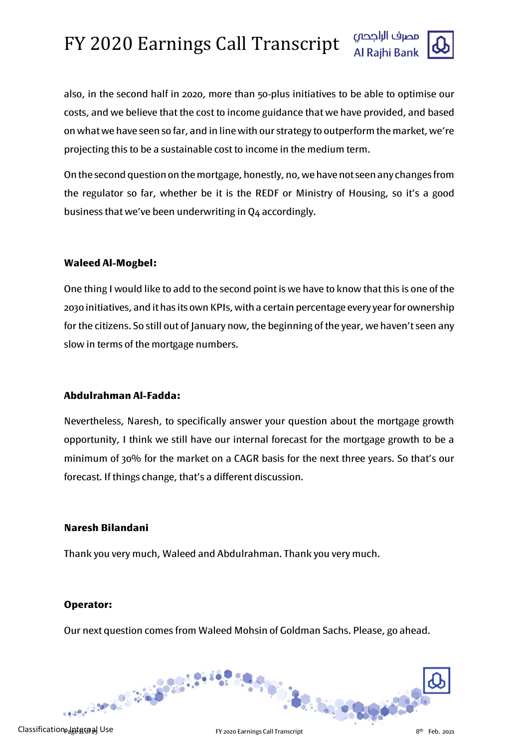also, in the second half in 2020, more than 50-plus initiatives to be able to optimise our costs, and we believe that the cost to income guidance that we have provided, and based on what we have seen so far, and in line with our strategy to outperform the market, we're projecting this to be a sustainable cost to income in the medium term.

On the second question on the mortgage, honestly, no, we have not seen any changes from the regulator so far, whether be it is the REDF or Ministry of Housing, so it's a good business that we've been underwriting in Q4 accordingly.

**Waleed Al-Mogbel:**

One thing I would like to add to the second point is we have to know that this is one of the 2030 initiatives, and it has its own KPIs, with a certain percentage every year for ownership for the citizens. So still out of January now, the beginning of the year, we haven't seen any slow in terms of the mortgage numbers.

**Abdulrahman Al-Fadda:**

Nevertheless, Naresh, to specifically answer your question about the mortgage growth opportunity, I think we still have our internal forecast for the mortgage growth to be a minimum of 30% for the market on a CAGR basis for the next three years. So that's our forecast. If things change, that's a different discussion.

**Naresh Bilandani**

Thank you very much, Waleed and Abdulrahman. Thank you very much.

**Operator:**

Our next question comes from Waleed Mohsin of Goldman Sachs. Please, go ahead.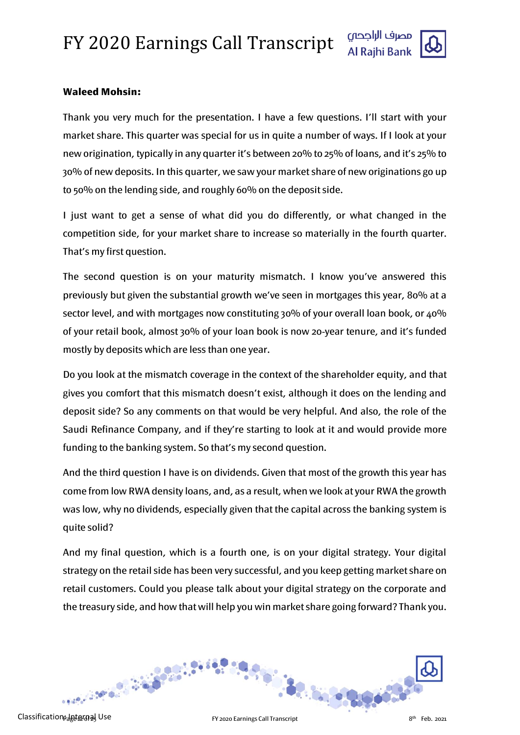**Waleed Mohsin:**

Thank you very much for the presentation. I have a few questions. I'll start with your market share. This quarter was special for us in quite a number of ways. If I look at your new origination, typically in any quarter it's between 20% to 25% of loans, and it's 25% to 30% of new deposits. In this quarter, we saw your market share of new originations go up to 50% on the lending side, and roughly 60% on the deposit side.

I just want to get a sense of what did you do differently, or what changed in the competition side, for your market share to increase so materially in the fourth quarter. That's my first question.

The second question is on your maturity mismatch. I know you've answered this previously but given the substantial growth we've seen in mortgages this year, 80% at a sector level, and with mortgages now constituting 30% of your overall loan book, or 40% of your retail book, almost 30% of your loan book is now 20-year tenure, and it's funded mostly by deposits which are less than one year.

Do you look at the mismatch coverage in the context of the shareholder equity, and that gives you comfort that this mismatch doesn't exist, although it does on the lending and deposit side? So any comments on that would be very helpful. And also, the role of the Saudi Refinance Company, and if they're starting to look at it and would provide more funding to the banking system. So that's my second question.

And the third question I have is on dividends. Given that most of the growth this year has come from low RWA density loans, and, as a result, when we look at your RWA the growth was low, why no dividends, especially given that the capital across the banking system is quite solid?

And my final question, which is a fourth one, is on your digital strategy. Your digital strategy on the retail side has been very successful, and you keep getting market share on retail customers. Could you please talk about your digital strategy on the corporate and the treasury side, and how that will help you win market share going forward? Thank you.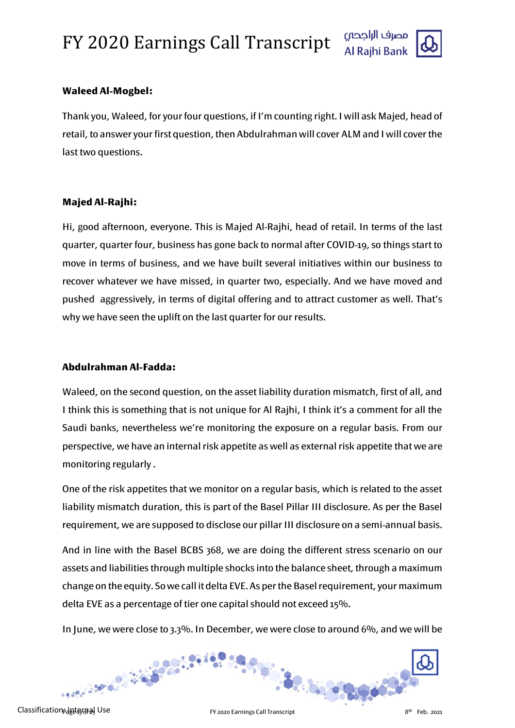**Waleed Al-Mogbel:**

Thank you, Waleed, for your four questions, if I'm counting right. I will ask Majed, head of retail, to answer your first question, then Abdulrahman will cover ALM and I will cover the last two questions.

**Majed Al-Rajhi:**

Hi, good afternoon, everyone. This is Majed Al-Rajhi, head of retail. In terms of the last quarter, quarter four, business has gone back to normal after COVID-19, so things start to move in terms of business, and we have built several initiatives within our business to recover whatever we have missed, in quarter two, especially. And we have moved and pushed aggressively, in terms of digital offering and to attract customer as well. That's why we have seen the uplift on the last quarter for our results.

**Abdulrahman Al-Fadda:**

Waleed, on the second question, on the asset liability duration mismatch, first of all, and I think this is something that is not unique for Al Rajhi, I think it's a comment for all the Saudi banks, nevertheless we're monitoring the exposure on a regular basis. From our perspective, we have an internal risk appetite as well as external risk appetite that we are monitoring regularly .

One of the risk appetites that we monitor on a regular basis, which is related to the asset liability mismatch duration, this is part of the Basel Pillar III disclosure. As per the Basel requirement, we are supposed to disclose our pillar III disclosure on a semi-annual basis.

And in line with the Basel BCBS 368, we are doing the different stress scenario on our assets and liabilities through multiple shocks into the balance sheet, through a maximum change on the equity. So we call it delta EVE. As per the Basel requirement, your maximum delta EVE as a percentage of tier one capital should not exceed 15%.

In June, we were close to 3.3%. In December, we were close to around 6%, and we will be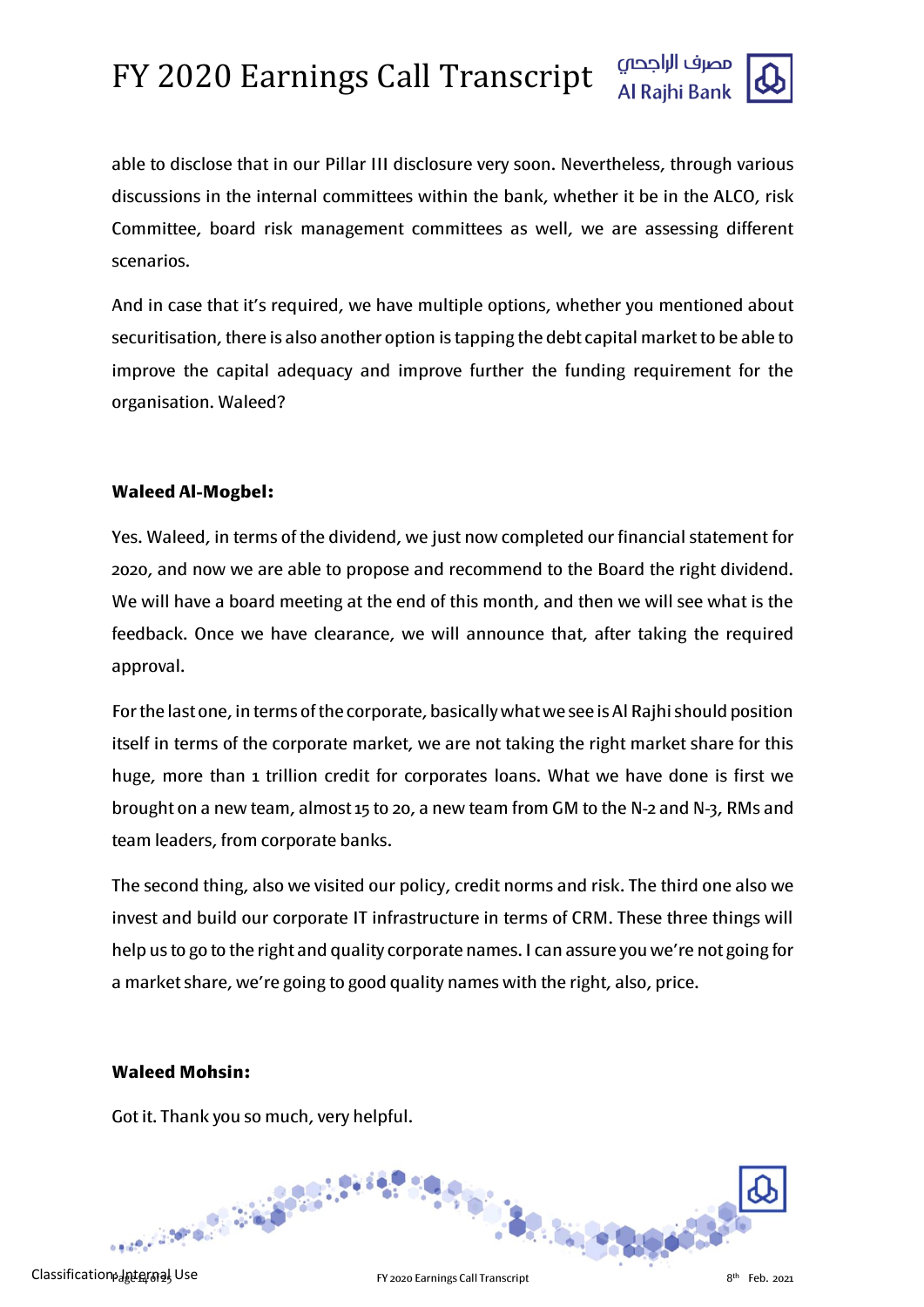able to disclose that in our Pillar III disclosure very soon. Nevertheless, through various discussions in the internal committees within the bank, whether it be in the ALCO, risk Committee, board risk management committees as well, we are assessing different scenarios.

And in case that it's required, we have multiple options, whether you mentioned about securitisation, there is also another option is tapping the debt capital market to be able to improve the capital adequacy and improve further the funding requirement for the organisation. Waleed?

**Waleed Al-Mogbel:**

Yes. Waleed, in terms of the dividend, we just now completed our financial statement for 2020, and now we are able to propose and recommend to the Board the right dividend. We will have a board meeting at the end of this month, and then we will see what is the feedback. Once we have clearance, we will announce that, after taking the required approval.

For the last one, in terms of the corporate, basically what we see is Al Rajhi should position itself in terms of the corporate market, we are not taking the right market share for this huge, more than 1 trillion credit for corporates loans. What we have done is first we brought on a new team, almost 15 to 20, a new team from GM to the N-2 and N-3, RMs and team leaders, from corporate banks.

The second thing, also we visited our policy, credit norms and risk. The third one also we invest and build our corporate IT infrastructure in terms of CRM. These three things will help us to go to the right and quality corporate names. I can assure you we're not going for a market share, we're going to good quality names with the right, also, price.

**Waleed Mohsin:**

Got it. Thank you so much, very helpful.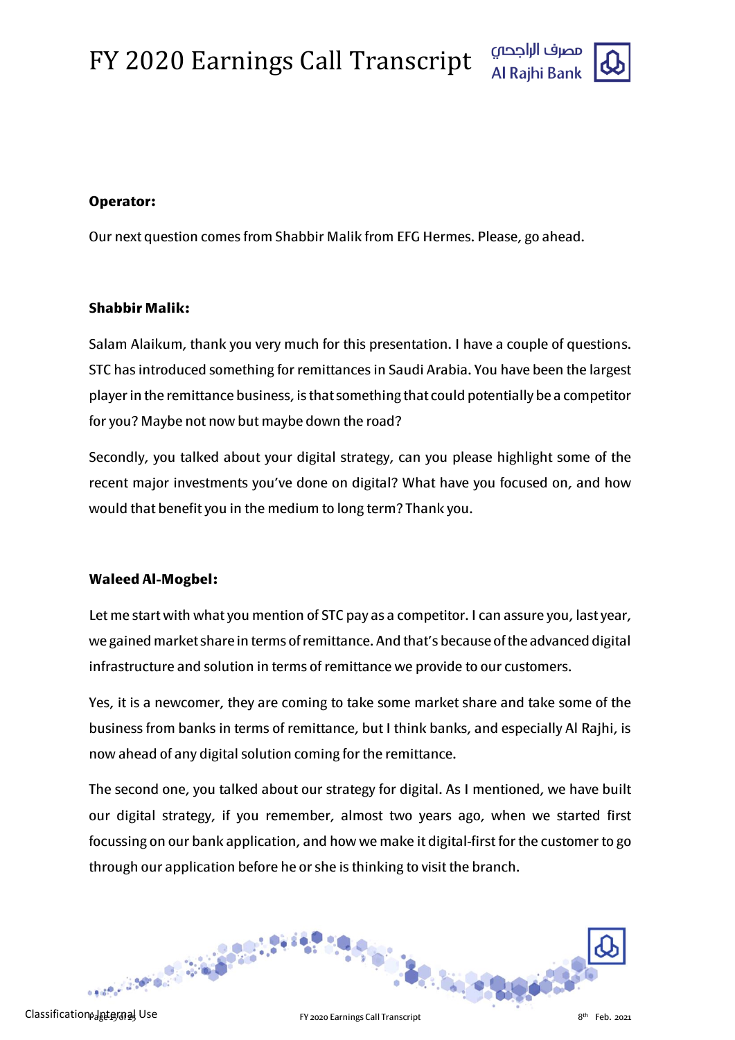**Operator:**

Our next question comes from Shabbir Malik from EFG Hermes. Please, go ahead.

**Shabbir Malik:**

Salam Alaikum, thank you very much for this presentation. I have a couple of questions. STC has introduced something for remittances in Saudi Arabia. You have been the largest player in the remittance business, is that something that could potentially be a competitor for you? Maybe not now but maybe down the road?

Secondly, you talked about your digital strategy, can you please highlight some of the recent major investments you've done on digital? What have you focused on, and how would that benefit you in the medium to long term? Thank you.

**Waleed Al-Mogbel:**

Let me start with what you mention of STC pay as a competitor. I can assure you, last year, we gained market share in terms of remittance. And that's because of the advanced digital infrastructure and solution in terms of remittance we provide to our customers.

Yes, it is a newcomer, they are coming to take some market share and take some of the business from banks in terms of remittance, but I think banks, and especially Al Rajhi, is now ahead of any digital solution coming for the remittance.

The second one, you talked about our strategy for digital. As I mentioned, we have built our digital strategy, if you remember, almost two years ago, when we started first focussing on our bank application, and how we make it digital-first for the customer to go through our application before he or she is thinking to visit the branch.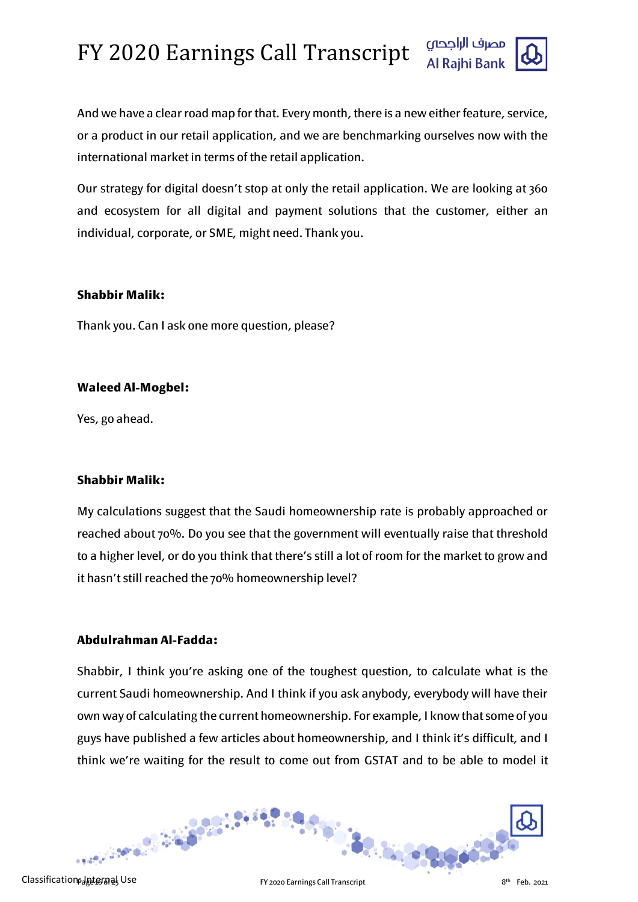And we have a clear road map for that. Every month, there is a new either feature, service, or a product in our retail application, and we are benchmarking ourselves now with the international market in terms of the retail application.

Our strategy for digital doesn't stop at only the retail application. We are looking at 360 and ecosystem for all digital and payment solutions that the customer, either an individual, corporate, or SME, might need. Thank you.

**Shabbir Malik:**

Thank you. Can I ask one more question, please?

**Waleed Al-Mogbel:**

Yes, go ahead.

**Shabbir Malik:**

My calculations suggest that the Saudi homeownership rate is probably approached or reached about 70%. Do you see that the government will eventually raise that threshold to a higher level, or do you think that there's still a lot of room for the market to grow and it hasn't still reached the 70% homeownership level?

**Abdulrahman Al-Fadda:**

Shabbir, I think you're asking one of the toughest question, to calculate what is the current Saudi homeownership. And I think if you ask anybody, everybody will have their own way of calculating the current homeownership. For example, I know that some of you guys have published a few articles about homeownership, and I think it's difficult, and I think we're waiting for the result to come out from GSTAT and to be able to model it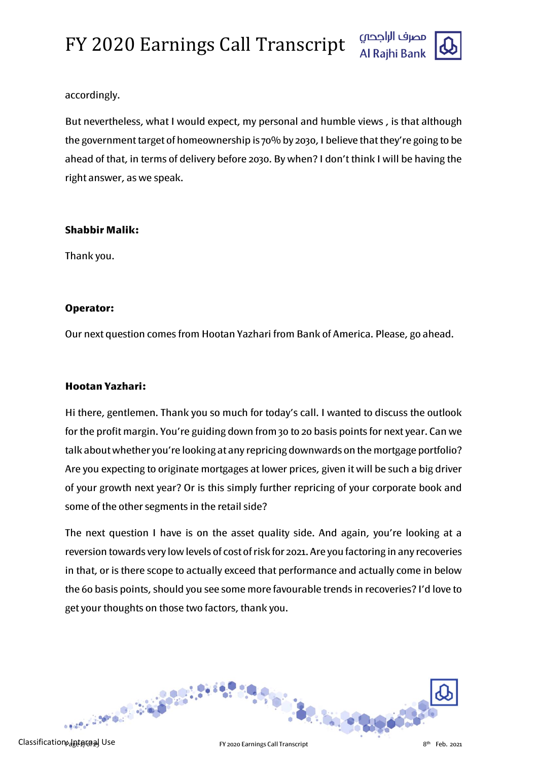accordingly.

But nevertheless, what I would expect, my personal and humble views , is that although the government target of homeownership is 70% by 2030, I believe that they're going to be ahead of that, in terms of delivery before 2030. By when? I don't think I will be having the right answer, as we speak.

**Shabbir Malik:**

Thank you.

**Operator:**

Our next question comes from Hootan Yazhari from Bank of America. Please, go ahead.

**Hootan Yazhari:**

Hi there, gentlemen. Thank you so much for today's call. I wanted to discuss the outlook for the profit margin. You're guiding down from 30 to 20 basis points for next year. Can we talk about whether you're looking at any repricing downwards on the mortgage portfolio? Are you expecting to originate mortgages at lower prices, given it will be such a big driver of your growth next year? Or is this simply further repricing of your corporate book and some of the other segments in the retail side?

The next question I have is on the asset quality side. And again, you're looking at a reversion towards very low levels of cost of risk for 2021. Are you factoring in any recoveries in that, or is there scope to actually exceed that performance and actually come in below the 60 basis points, should you see some more favourable trends in recoveries? I'd love to get your thoughts on those two factors, thank you.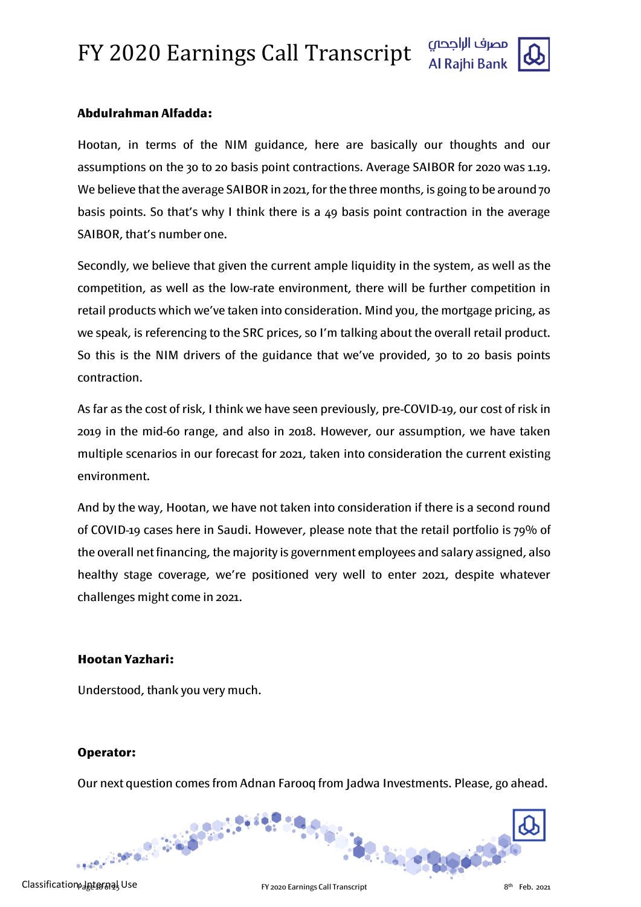**Abdulrahman Alfadda:**

Hootan, in terms of the NIM guidance, here are basically our thoughts and our assumptions on the 30 to 20 basis point contractions. Average SAIBOR for 2020 was 1.19. We believe that the average SAIBOR in 2021, for the three months, is going to be around 70 basis points. So that's why I think there is a 49 basis point contraction in the average SAIBOR, that's number one.

Secondly, we believe that given the current ample liquidity in the system, as well as the competition, as well as the low-rate environment, there will be further competition in retail products which we've taken into consideration. Mind you, the mortgage pricing, as we speak, is referencing to the SRC prices, so I'm talking about the overall retail product. So this is the NIM drivers of the guidance that we've provided, 30 to 20 basis points contraction.

As far as the cost of risk, I think we have seen previously, pre-COVID-19, our cost of risk in 2019 in the mid-60 range, and also in 2018. However, our assumption, we have taken multiple scenarios in our forecast for 2021, taken into consideration the current existing environment.

And by the way, Hootan, we have not taken into consideration if there is a second round of COVID-19 cases here in Saudi. However, please note that the retail portfolio is 79% of the overall net financing, the majority is government employees and salary assigned, also healthy stage coverage, we're positioned very well to enter 2021, despite whatever challenges might come in 2021.

**Hootan Yazhari:**

Understood, thank you very much.

**Operator:**

Our next question comes from Adnan Farooq from Jadwa Investments. Please, go ahead.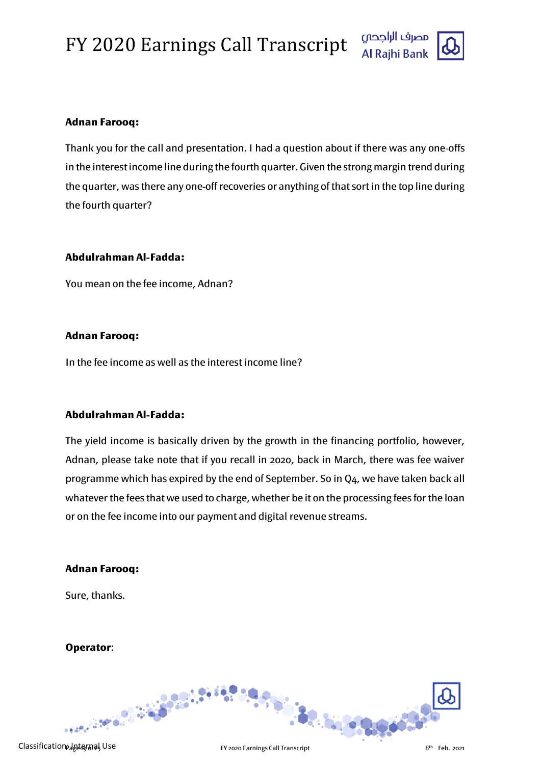**Adnan Farooq:**

Thank you for the call and presentation. I had a question about if there was any one-offs in the interest income line during the fourth quarter. Given the strong margin trend during the quarter, was there any one-off recoveries or anything of that sort in the top line during the fourth quarter?

**Abdulrahman Al-Fadda:**

You mean on the fee income, Adnan?

**Adnan Farooq:**

In the fee income as well as the interest income line?

**Abdulrahman Al-Fadda:**

The yield income is basically driven by the growth in the financing portfolio, however, Adnan, please take note that if you recall in 2020, back in March, there was fee waiver programme which has expired by the end of September. So in Q4, we have taken back all whatever the fees that we used to charge, whether be it on the processing fees for the loan or on the fee income into our payment and digital revenue streams.

**Adnan Farooq:**

Sure, thanks.

**Operator**: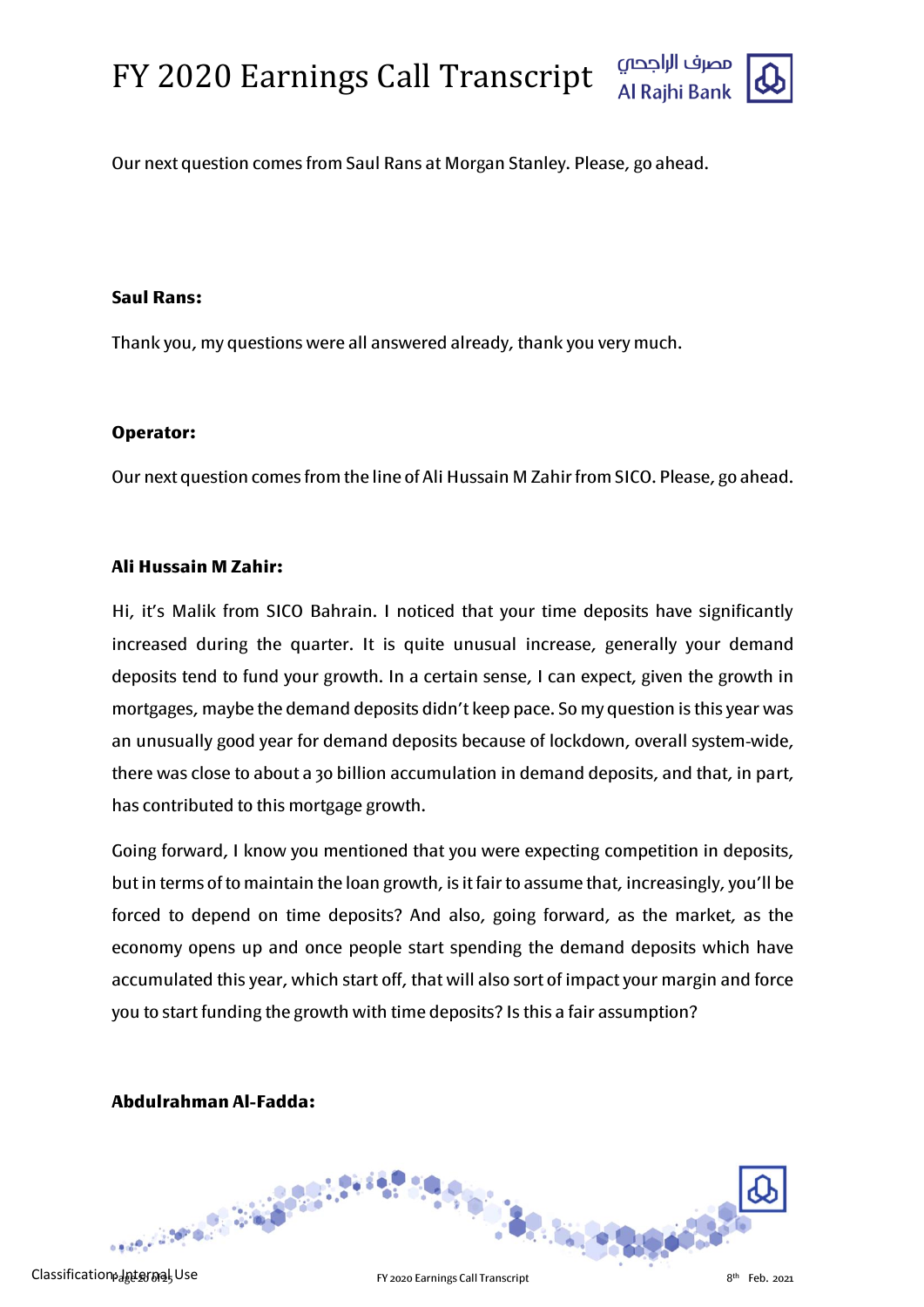Our next question comes from Saul Rans at Morgan Stanley. Please, go ahead.

**Saul Rans:**

Thank you, my questions were all answered already, thank you very much.

**Operator:**

Our next question comes from the line of Ali Hussain M Zahir from SICO. Please, go ahead.

**Ali Hussain M Zahir:**

Hi, it's Malik from SICO Bahrain. I noticed that your time deposits have significantly increased during the quarter. It is quite unusual increase, generally your demand deposits tend to fund your growth. In a certain sense, I can expect, given the growth in mortgages, maybe the demand deposits didn't keep pace. So my question is this year was an unusually good year for demand deposits because of lockdown, overall system-wide, there was close to about a 30 billion accumulation in demand deposits, and that, in part, has contributed to this mortgage growth.

Going forward, I know you mentioned that you were expecting competition in deposits, but in terms of to maintain the loan growth, is it fair to assume that, increasingly, you'll be forced to depend on time deposits? And also, going forward, as the market, as the economy opens up and once people start spending the demand deposits which have accumulated this year, which start off, that will also sort of impact your margin and force you to start funding the growth with time deposits? Is this a fair assumption?

**Abdulrahman Al-Fadda:**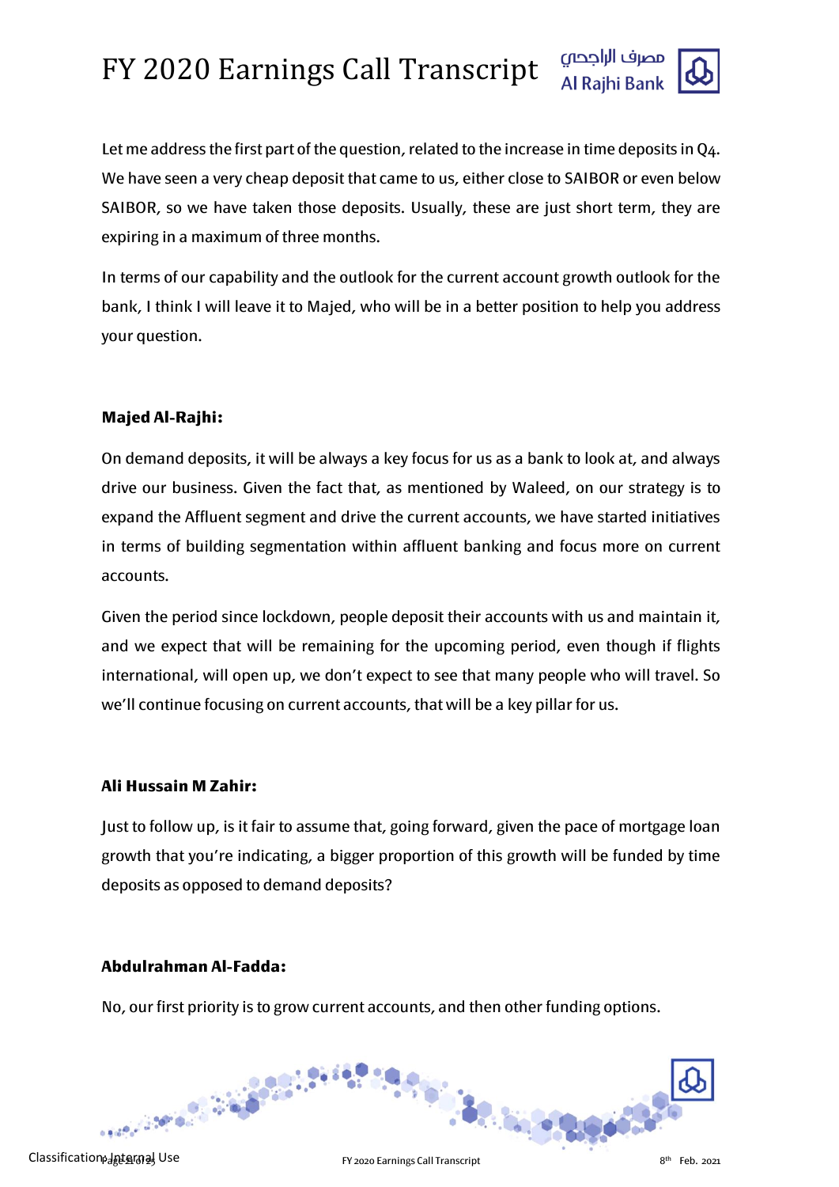Let me address the first part of the question, related to the increase in time deposits in Q4. We have seen a very cheap deposit that came to us, either close to SAIBOR or even below SAIBOR, so we have taken those deposits. Usually, these are just short term, they are expiring in a maximum of three months.

In terms of our capability and the outlook for the current account growth outlook for the bank, I think I will leave it to Majed, who will be in a better position to help you address your question.

**Majed Al-Rajhi:**

On demand deposits, it will be always a key focus for us as a bank to look at, and always drive our business. Given the fact that, as mentioned by Waleed, on our strategy is to expand the Affluent segment and drive the current accounts, we have started initiatives in terms of building segmentation within affluent banking and focus more on current accounts.

Given the period since lockdown, people deposit their accounts with us and maintain it, and we expect that will be remaining for the upcoming period, even though if flights international, will open up, we don't expect to see that many people who will travel. So we'll continue focusing on current accounts, that will be a key pillar for us.

**Ali Hussain M Zahir:**

Just to follow up, is it fair to assume that, going forward, given the pace of mortgage loan growth that you're indicating, a bigger proportion of this growth will be funded by time deposits as opposed to demand deposits?

**Abdulrahman Al-Fadda:**

No, our first priority is to grow current accounts, and then other funding options.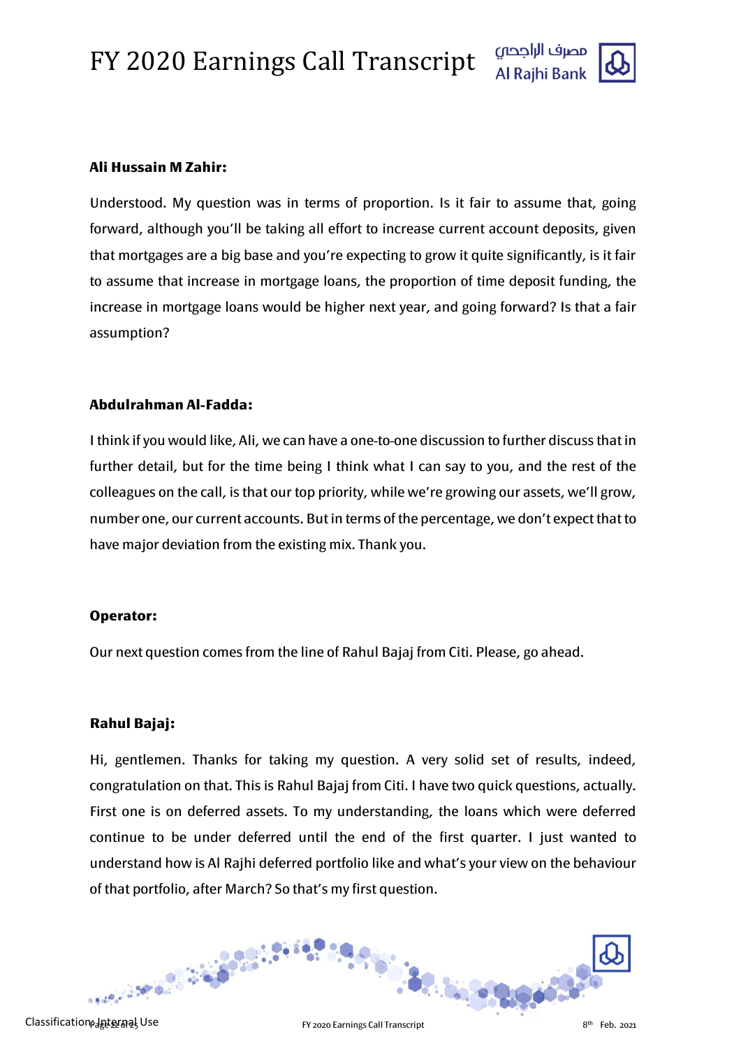**Ali Hussain M Zahir:**

Understood. My question was in terms of proportion. Is it fair to assume that, going forward, although you'll be taking all effort to increase current account deposits, given that mortgages are a big base and you're expecting to grow it quite significantly, is it fair to assume that increase in mortgage loans, the proportion of time deposit funding, the increase in mortgage loans would be higher next year, and going forward? Is that a fair assumption?

**Abdulrahman Al-Fadda:**

I think if you would like, Ali, we can have a one-to-one discussion to further discuss that in further detail, but for the time being I think what I can say to you, and the rest of the colleagues on the call, is that our top priority, while we're growing our assets, we'll grow, number one, our current accounts. But in terms of the percentage, we don't expect that to have major deviation from the existing mix. Thank you.

**Operator:**

Our next question comes from the line of Rahul Bajaj from Citi. Please, go ahead.

**Rahul Bajaj:**

Hi, gentlemen. Thanks for taking my question. A very solid set of results, indeed, congratulation on that. This is Rahul Bajaj from Citi. I have two quick questions, actually. First one is on deferred assets. To my understanding, the loans which were deferred continue to be under deferred until the end of the first quarter. I just wanted to understand how is Al Rajhi deferred portfolio like and what's your view on the behaviour of that portfolio, after March? So that's my first question.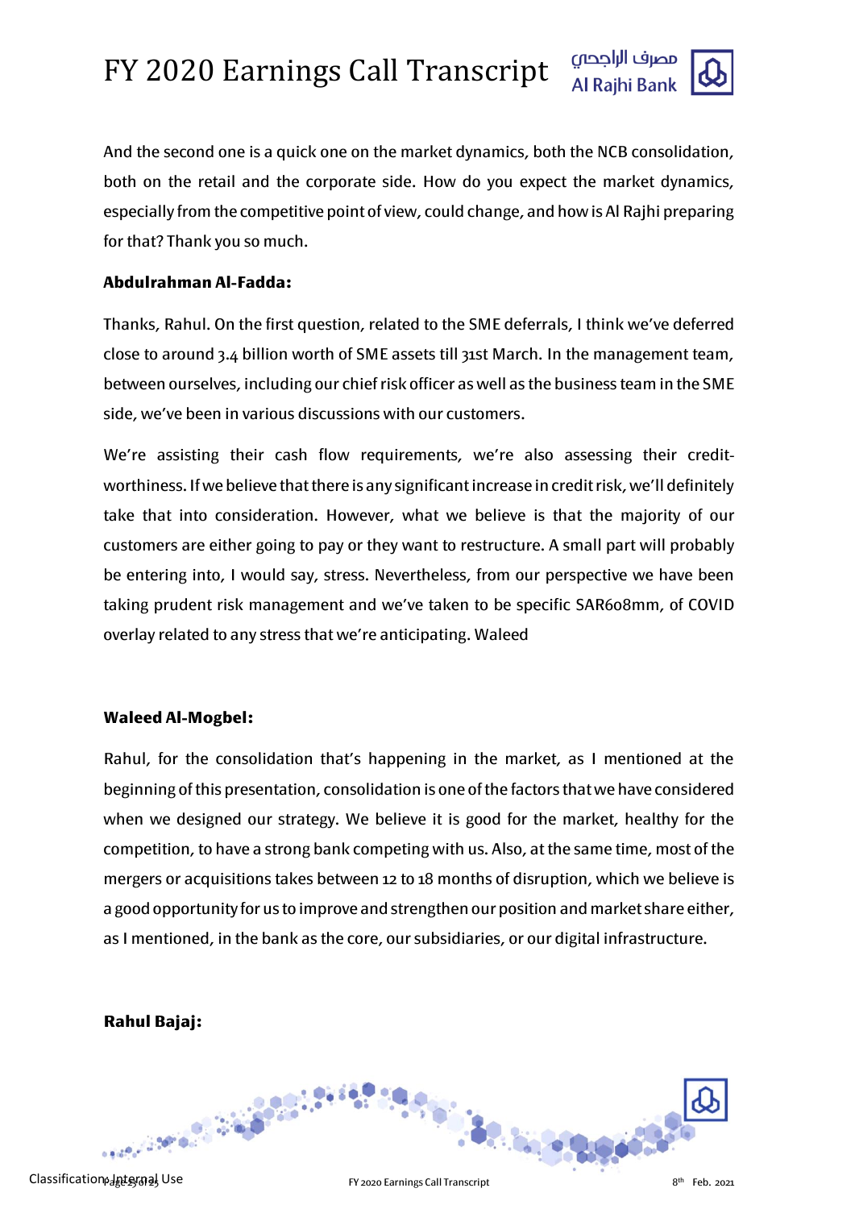And the second one is a quick one on the market dynamics, both the NCB consolidation, both on the retail and the corporate side. How do you expect the market dynamics, especially from the competitive point of view, could change, and how is Al Rajhi preparing for that? Thank you so much.

**Abdulrahman Al-Fadda:**

Thanks, Rahul. On the first question, related to the SME deferrals, I think we've deferred close to around 3.4 billion worth of SME assets till 31st March. In the management team, between ourselves, including our chief risk officer as well as the business team in the SME side, we've been in various discussions with our customers.

We're assisting their cash flow requirements, we're also assessing their credit-worthiness. If we believe that there is any significant increase in credit risk, we'll definitely take that into consideration. However, what we believe is that the majority of our customers are either going to pay or they want to restructure. A small part will probably be entering into, I would say, stress. Nevertheless, from our perspective we have been taking prudent risk management and we've taken to be specific SAR608mm, of COVID overlay related to any stress that we're anticipating. Waleed

**Waleed Al-Mogbel:**

Rahul, for the consolidation that's happening in the market, as I mentioned at the beginning of this presentation, consolidation is one of the factors that we have considered when we designed our strategy. We believe it is good for the market, healthy for the competition, to have a strong bank competing with us. Also, at the same time, most of the mergers or acquisitions takes between 12 to 18 months of disruption, which we believe is a good opportunity for us to improve and strengthen our position and market share either, as I mentioned, in the bank as the core, our subsidiaries, or our digital infrastructure.

**Rahul Bajaj:**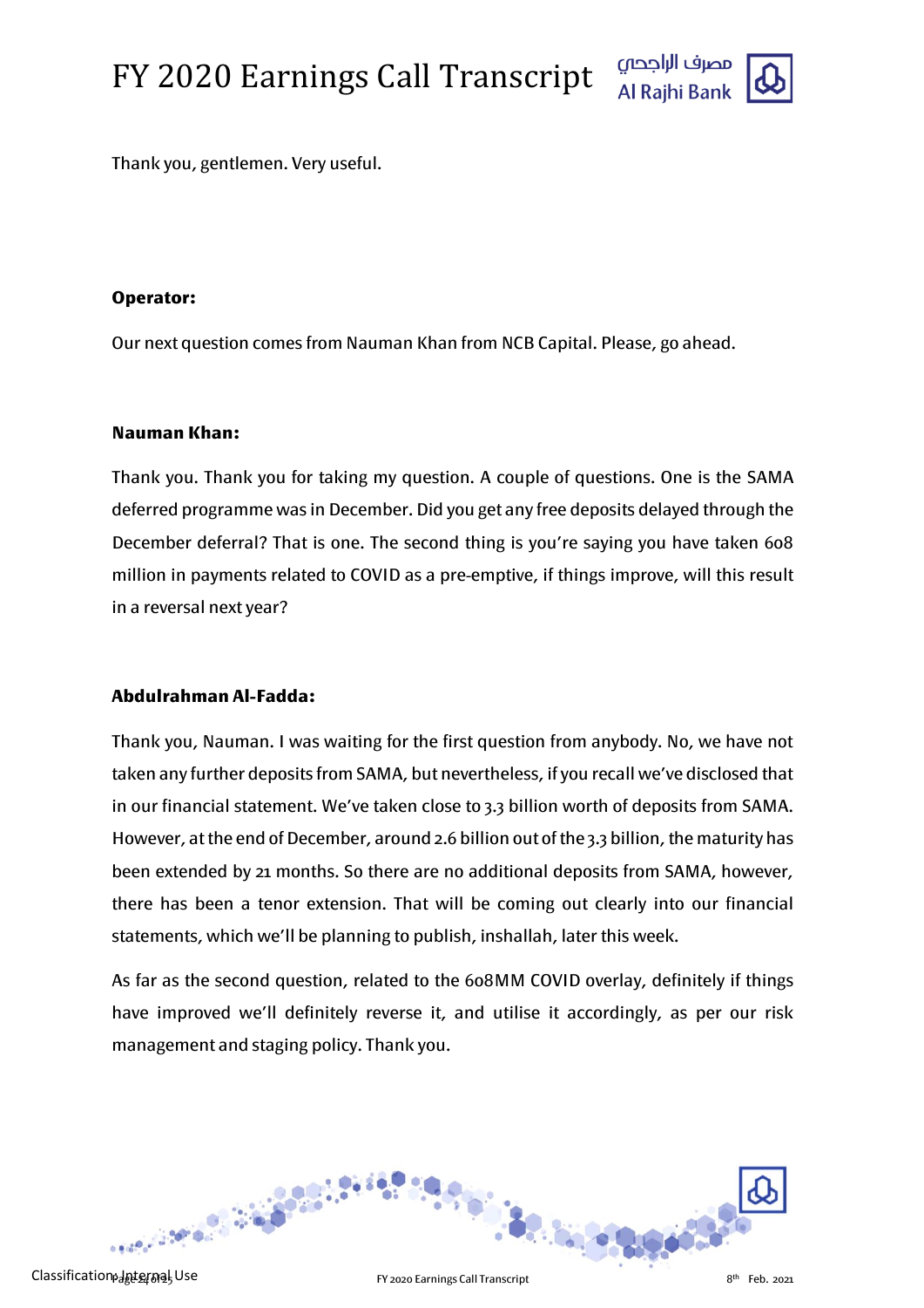Thank you, gentlemen. Very useful.

**Operator:**

Our next question comes from Nauman Khan from NCB Capital. Please, go ahead.

**Nauman Khan:**

Thank you. Thank you for taking my question. A couple of questions. One is the SAMA deferred programme was in December. Did you get any free deposits delayed through the December deferral? That is one. The second thing is you're saying you have taken 608 million in payments related to COVID as a pre-emptive, if things improve, will this result in a reversal next year?

**Abdulrahman Al-Fadda:**

Thank you, Nauman. I was waiting for the first question from anybody. No, we have not taken any further deposits from SAMA, but nevertheless, if you recall we've disclosed that in our financial statement. We've taken close to 3.3 billion worth of deposits from SAMA. However, at the end of December, around 2.6 billion out of the 3.3 billion, the maturity has been extended by 21 months. So there are no additional deposits from SAMA, however, there has been a tenor extension. That will be coming out clearly into our financial statements, which we'll be planning to publish, inshallah, later this week.

As far as the second question, related to the 608MM COVID overlay, definitely if things have improved we'll definitely reverse it, and utilise it accordingly, as per our risk management and staging policy. Thank you.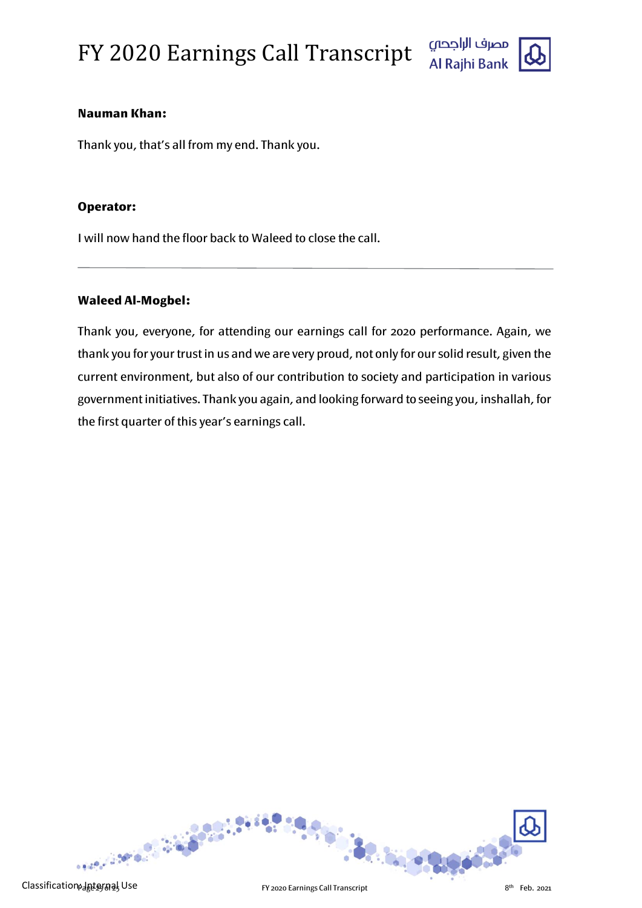**Nauman Khan:**

Thank you, that's all from my end. Thank you.

**Operator:**

I will now hand the floor back to Waleed to close the call.

---

**Waleed Al-Mogbel:**

Thank you, everyone, for attending our earnings call for 2020 performance. Again, we thank you for your trust in us and we are very proud, not only for our solid result, given the current environment, but also of our contribution to society and participation in various government initiatives. Thank you again, and looking forward to seeing you, inshallah, for the first quarter of this year's earnings call.